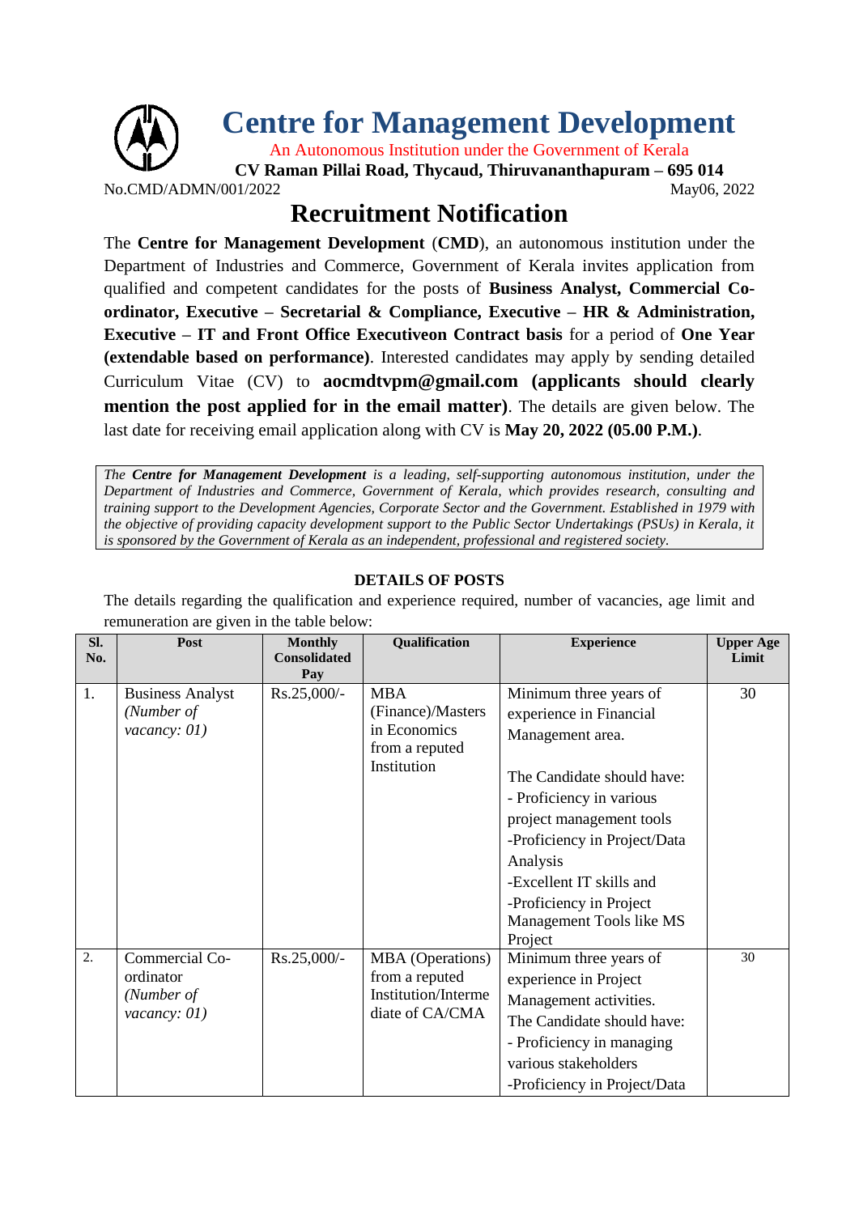# Centre for Management Development

An Autonomous Institution under the Government of Kerala

**CV Raman Pillai Road, Thycaud, Thiruvananthapuram – 695 014**

No.CMD/ADMN/001/2022 May06, 2022

## Recruitment Notification

The **Centre for Management Development** (**CMD**), an autonomous institution under the Department of Industries and Commerce, Government of Kerala invites application from qualified and competent candidates for the posts of **Business Analyst, Commercial Co-ordinator, Executive – Secretarial & Compliance, Executive – HR & Administration, Executive – IT and Front Office Executiveon Contract basis** for a period of **One Year (extendable based on performance)**. Interested candidates may apply by sending detailed Curriculum Vitae (CV) to **aocmdtvpm@gmail.com (applicants should clearly mention the post applied for in the email matter)**. The details are given below. The last date for receiving email application along with CV is **May 20, 2022 (05.00 P.M.)**.

*The **Centre for Management Development** is a leading, self-supporting autonomous institution, under the Department of Industries and Commerce, Government of Kerala, which provides research, consulting and training support to the Development Agencies, Corporate Sector and the Government. Established in 1979 with the objective of providing capacity development support to the Public Sector Undertakings (PSUs) in Kerala, it is sponsored by the Government of Kerala as an independent, professional and registered society.*

### DETAILS OF POSTS

The details regarding the qualification and experience required, number of vacancies, age limit and remuneration are given in the table below:

| Sl. No. | Post | Monthly Consolidated Pay | Qualification | Experience | Upper Age Limit |
|---|---|---|---|---|---|
| 1. | Business Analyst *(Number of vacancy: 01)* | Rs.25,000/- | MBA (Finance)/Masters in Economics from a reputed Institution | Minimum three years of experience in Financial Management area.<br><br>The Candidate should have:<br>- Proficiency in various project management tools<br>-Proficiency in Project/Data Analysis<br>-Excellent IT skills and<br>-Proficiency in Project Management Tools like MS Project | 30 |
| 2. | Commercial Co-ordinator *(Number of vacancy: 01)* | Rs.25,000/- | MBA (Operations) from a reputed Institution/Intermediate of CA/CMA | Minimum three years of experience in Project Management activities.<br>The Candidate should have:<br>- Proficiency in managing various stakeholders<br>-Proficiency in Project/Data | 30 |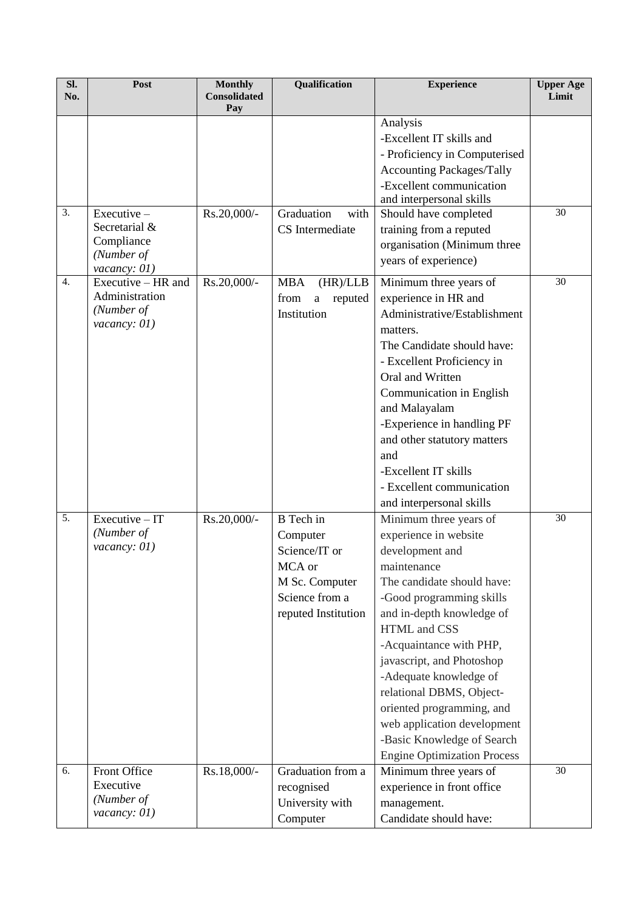| Sl. No. | Post | Monthly Consolidated Pay | Qualification | Experience | Upper Age Limit |
|---|---|---|---|---|---|
| | | | | Analysis<br>-Excellent IT skills and<br>- Proficiency in Computerised Accounting Packages/Tally<br>-Excellent communication and interpersonal skills | |
| 3. | Executive – Secretarial & Compliance<br>*(Number of vacancy: 01)* | Rs.20,000/- | Graduation with CS Intermediate | Should have completed training from a reputed organisation (Minimum three years of experience) | 30 |
| 4. | Executive – HR and Administration<br>*(Number of vacancy: 01)* | Rs.20,000/- | MBA (HR)/LLB from a reputed Institution | Minimum three years of experience in HR and Administrative/Establishment matters.<br>The Candidate should have:<br>- Excellent Proficiency in Oral and Written Communication in English and Malayalam<br>-Experience in handling PF and other statutory matters and<br>-Excellent IT skills<br>- Excellent communication and interpersonal skills | 30 |
| 5. | Executive – IT<br>*(Number of vacancy: 01)* | Rs.20,000/- | B Tech in Computer Science/IT or MCA or M Sc. Computer Science from a reputed Institution | Minimum three years of experience in website development and maintenance<br>The candidate should have:<br>-Good programming skills and in-depth knowledge of HTML and CSS<br>-Acquaintance with PHP, javascript, and Photoshop<br>-Adequate knowledge of relational DBMS, Object-oriented programming, and web application development<br>-Basic Knowledge of Search Engine Optimization Process | 30 |
| 6. | Front Office Executive<br>*(Number of vacancy: 01)* | Rs.18,000/- | Graduation from a recognised University with Computer | Minimum three years of experience in front office management.<br>Candidate should have: | 30 |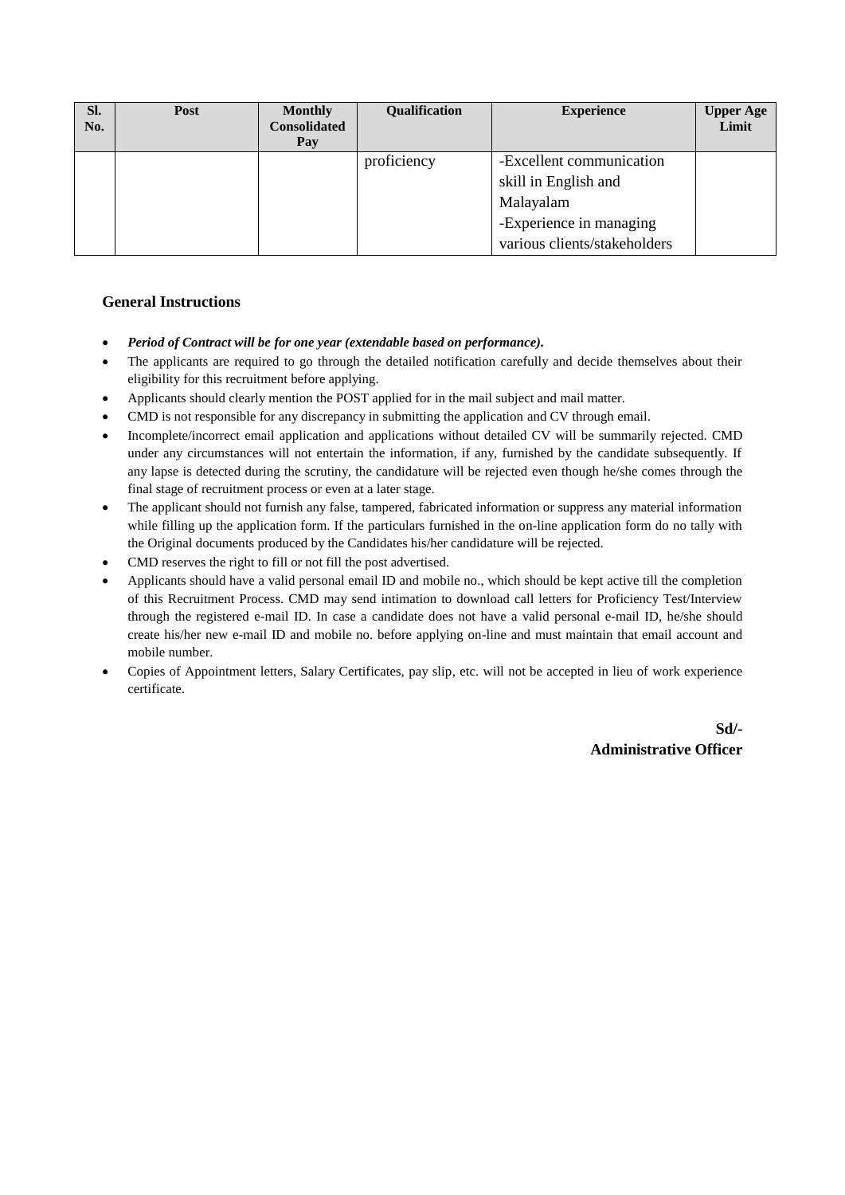| Sl. No. | Post | Monthly Consolidated Pay | Qualification | Experience | Upper Age Limit |
|---|---|---|---|---|---|
| | | | proficiency | -Excellent communication skill in English and Malayalam<br>-Experience in managing various clients/stakeholders | |

### General Instructions

- ***Period of Contract will be for one year (extendable based on performance).***
- The applicants are required to go through the detailed notification carefully and decide themselves about their eligibility for this recruitment before applying.
- Applicants should clearly mention the POST applied for in the mail subject and mail matter.
- CMD is not responsible for any discrepancy in submitting the application and CV through email.
- Incomplete/incorrect email application and applications without detailed CV will be summarily rejected. CMD under any circumstances will not entertain the information, if any, furnished by the candidate subsequently. If any lapse is detected during the scrutiny, the candidature will be rejected even though he/she comes through the final stage of recruitment process or even at a later stage.
- The applicant should not furnish any false, tampered, fabricated information or suppress any material information while filling up the application form. If the particulars furnished in the on-line application form do no tally with the Original documents produced by the Candidates his/her candidature will be rejected.
- CMD reserves the right to fill or not fill the post advertised.
- Applicants should have a valid personal email ID and mobile no., which should be kept active till the completion of this Recruitment Process. CMD may send intimation to download call letters for Proficiency Test/Interview through the registered e-mail ID. In case a candidate does not have a valid personal e-mail ID, he/she should create his/her new e-mail ID and mobile no. before applying on-line and must maintain that email account and mobile number.
- Copies of Appointment letters, Salary Certificates, pay slip, etc. will not be accepted in lieu of work experience certificate.

**Sd/-**
**Administrative Officer**